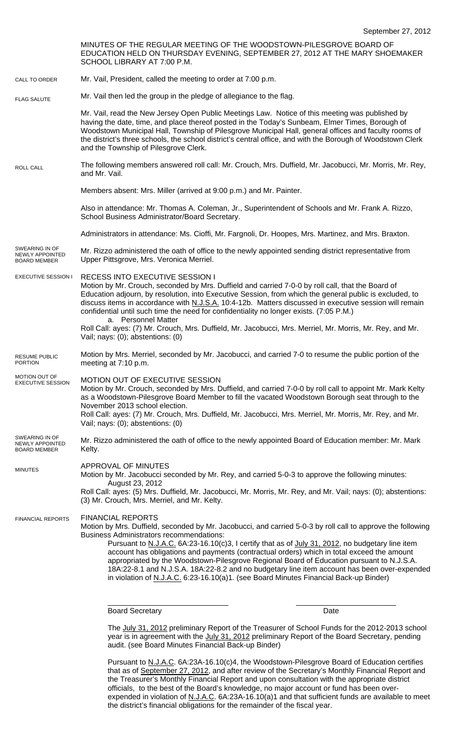September 27, 2012

MINUTES OF THE REGULAR MEETING OF THE WOODSTOWN-PILESGROVE BOARD OF EDUCATION HELD ON THURSDAY EVENING, SEPTEMBER 27, 2012 AT THE MARY SHOEMAKER SCHOOL LIBRARY AT 7:00 P.M.

**CALL TO ORDER**

Mr. Vail, President, called the meeting to order at 7:00 p.m.

**FLAG SALUTE**

Mr. Vail then led the group in the pledge of allegiance to the flag.

Mr. Vail, read the New Jersey Open Public Meetings Law. Notice of this meeting was published by having the date, time, and place thereof posted in the Today's Sunbeam, Elmer Times, Borough of Woodstown Municipal Hall, Township of Pilesgrove Municipal Hall, general offices and faculty rooms of the district's three schools, the school district's central office, and with the Borough of Woodstown Clerk and the Township of Pilesgrove Clerk.

**ROLL CALL**

The following members answered roll call: Mr. Crouch, Mrs. Duffield, Mr. Jacobucci, Mr. Morris, Mr. Rey, and Mr. Vail.

Members absent: Mrs. Miller (arrived at 9:00 p.m.) and Mr. Painter.

Also in attendance: Mr. Thomas A. Coleman, Jr., Superintendent of Schools and Mr. Frank A. Rizzo, School Business Administrator/Board Secretary.

Administrators in attendance: Ms. Cioffi, Mr. Fargnoli, Dr. Hoopes, Mrs. Martinez, and Mrs. Braxton.

**SWEARING IN OF NEWLY APPOINTED BOARD MEMBER**

Mr. Rizzo administered the oath of office to the newly appointed sending district representative from Upper Pittsgrove, Mrs. Veronica Merriel.

**EXECUTIVE SESSION I**

RECESS INTO EXECUTIVE SESSION I

Motion by Mr. Crouch, seconded by Mrs. Duffield and carried 7-0-0 by roll call, that the Board of Education adjourn, by resolution, into Executive Session, from which the general public is excluded, to discuss items in accordance with N.J.S.A. 10:4-12b. Matters discussed in executive session will remain confidential until such time the need for confidentiality no longer exists. (7:05 P.M.)

a. Personnel Matter

Roll Call: ayes: (7) Mr. Crouch, Mrs. Duffield, Mr. Jacobucci, Mrs. Merriel, Mr. Morris, Mr. Rey, and Mr. Vail; nays: (0); abstentions: (0)

**RESUME PUBLIC PORTION**

Motion by Mrs. Merriel, seconded by Mr. Jacobucci, and carried 7-0 to resume the public portion of the meeting at 7:10 p.m.

**MOTION OUT OF EXECUTIVE SESSION**

MOTION OUT OF EXECUTIVE SESSION

Motion by Mr. Crouch, seconded by Mrs. Duffield, and carried 7-0-0 by roll call to appoint Mr. Mark Kelty as a Woodstown-Pilesgrove Board Member to fill the vacated Woodstown Borough seat through to the November 2013 school election.

Roll Call: ayes: (7) Mr. Crouch, Mrs. Duffield, Mr. Jacobucci, Mrs. Merriel, Mr. Morris, Mr. Rey, and Mr. Vail; nays: (0); abstentions: (0)

**SWEARING IN OF NEWLY APPOINTED BOARD MEMBER**

Mr. Rizzo administered the oath of office to the newly appointed Board of Education member: Mr. Mark Kelty.

**MINUTES**

APPROVAL OF MINUTES

Motion by Mr. Jacobucci seconded by Mr. Rey, and carried 5-0-3 to approve the following minutes:

August 23, 2012

Roll Call: ayes: (5) Mrs. Duffield, Mr. Jacobucci, Mr. Morris, Mr. Rey, and Mr. Vail; nays: (0); abstentions: (3) Mr. Crouch, Mrs. Merriel, and Mr. Kelty.

**FINANCIAL REPORTS**

FINANCIAL REPORTS

Motion by Mrs. Duffield, seconded by Mr. Jacobucci, and carried 5-0-3 by roll call to approve the following Business Administrators recommendations:

Pursuant to N.J.A.C. 6A:23-16.10(c)3, I certify that as of July 31, 2012, no budgetary line item account has obligations and payments (contractual orders) which in total exceed the amount appropriated by the Woodstown-Pilesgrove Regional Board of Education pursuant to N.J.S.A. 18A:22-8.1 and N.J.S.A. 18A:22-8.2 and no budgetary line item account has been over-expended in violation of N.J.A.C. 6:23-16.10(a)1. (see Board Minutes Financial Back-up Binder)

\_\_\_\_\_\_\_\_\_\_\_\_\_\_\_\_\_\_\_\_\_\_\_\_\_\_\_\_ \_\_\_\_\_\_\_\_\_\_\_\_\_\_\_\_\_\_\_\_\_\_\_\_

Board Secretary Date

The July 31, 2012 preliminary Report of the Treasurer of School Funds for the 2012-2013 school year is in agreement with the July 31, 2012 preliminary Report of the Board Secretary, pending audit. (see Board Minutes Financial Back-up Binder)

Pursuant to N.J.A.C. 6A:23A-16.10(c)4, the Woodstown-Pilesgrove Board of Education certifies that as of September 27, 2012, and after review of the Secretary's Monthly Financial Report and the Treasurer's Monthly Financial Report and upon consultation with the appropriate district officials, to the best of the Board's knowledge, no major account or fund has been over-expended in violation of N.J.A.C. 6A:23A-16.10(a)1 and that sufficient funds are available to meet the district's financial obligations for the remainder of the fiscal year.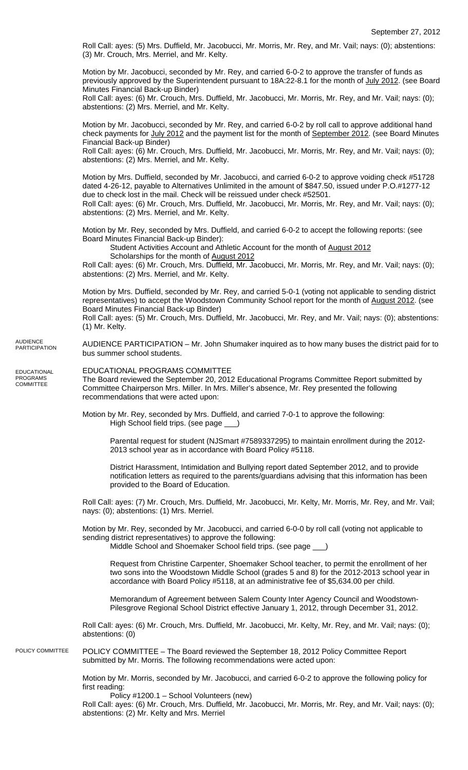Roll Call: ayes: (5) Mrs. Duffield, Mr. Jacobucci, Mr. Morris, Mr. Rey, and Mr. Vail; nays: (0); abstentions: (3) Mr. Crouch, Mrs. Merriel, and Mr. Kelty.

Motion by Mr. Jacobucci, seconded by Mr. Rey, and carried 6-0-2 to approve the transfer of funds as previously approved by the Superintendent pursuant to 18A:22-8.1 for the month of July 2012. (see Board Minutes Financial Back-up Binder)
Roll Call: ayes: (6) Mr. Crouch, Mrs. Duffield, Mr. Jacobucci, Mr. Morris, Mr. Rey, and Mr. Vail; nays: (0); abstentions: (2) Mrs. Merriel, and Mr. Kelty.

Motion by Mr. Jacobucci, seconded by Mr. Rey, and carried 6-0-2 by roll call to approve additional hand check payments for July 2012 and the payment list for the month of September 2012. (see Board Minutes Financial Back-up Binder)
Roll Call: ayes: (6) Mr. Crouch, Mrs. Duffield, Mr. Jacobucci, Mr. Morris, Mr. Rey, and Mr. Vail; nays: (0); abstentions: (2) Mrs. Merriel, and Mr. Kelty.

Motion by Mrs. Duffield, seconded by Mr. Jacobucci, and carried 6-0-2 to approve voiding check #51728 dated 4-26-12, payable to Alternatives Unlimited in the amount of $847.50, issued under P.O.#1277-12 due to check lost in the mail. Check will be reissued under check #52501.
Roll Call: ayes: (6) Mr. Crouch, Mrs. Duffield, Mr. Jacobucci, Mr. Morris, Mr. Rey, and Mr. Vail; nays: (0); abstentions: (2) Mrs. Merriel, and Mr. Kelty.

Motion by Mr. Rey, seconded by Mrs. Duffield, and carried 6-0-2 to accept the following reports: (see Board Minutes Financial Back-up Binder):

Student Activities Account and Athletic Account for the month of August 2012
Scholarships for the month of August 2012

Roll Call: ayes: (6) Mr. Crouch, Mrs. Duffield, Mr. Jacobucci, Mr. Morris, Mr. Rey, and Mr. Vail; nays: (0); abstentions: (2) Mrs. Merriel, and Mr. Kelty.

Motion by Mrs. Duffield, seconded by Mr. Rey, and carried 5-0-1 (voting not applicable to sending district representatives) to accept the Woodstown Community School report for the month of August 2012. (see Board Minutes Financial Back-up Binder)
Roll Call: ayes: (5) Mr. Crouch, Mrs. Duffield, Mr. Jacobucci, Mr. Rey, and Mr. Vail; nays: (0); abstentions: (1) Mr. Kelty.

AUDIENCE PARTICIPATION

AUDIENCE PARTICIPATION – Mr. John Shumaker inquired as to how many buses the district paid for to bus summer school students.

EDUCATIONAL PROGRAMS COMMITTEE

EDUCATIONAL PROGRAMS COMMITTEE
The Board reviewed the September 20, 2012 Educational Programs Committee Report submitted by Committee Chairperson Mrs. Miller. In Mrs. Miller's absence, Mr. Rey presented the following recommendations that were acted upon:

Motion by Mr. Rey, seconded by Mrs. Duffield, and carried 7-0-1 to approve the following:

High School field trips. (see page ___)

Parental request for student (NJSmart #7589337295) to maintain enrollment during the 2012-2013 school year as in accordance with Board Policy #5118.

District Harassment, Intimidation and Bullying report dated September 2012, and to provide notification letters as required to the parents/guardians advising that this information has been provided to the Board of Education.

Roll Call: ayes: (7) Mr. Crouch, Mrs. Duffield, Mr. Jacobucci, Mr. Kelty, Mr. Morris, Mr. Rey, and Mr. Vail; nays: (0); abstentions: (1) Mrs. Merriel.

Motion by Mr. Rey, seconded by Mr. Jacobucci, and carried 6-0-0 by roll call (voting not applicable to sending district representatives) to approve the following:

Middle School and Shoemaker School field trips. (see page ___)

Request from Christine Carpenter, Shoemaker School teacher, to permit the enrollment of her two sons into the Woodstown Middle School (grades 5 and 8) for the 2012-2013 school year in accordance with Board Policy #5118, at an administrative fee of $5,634.00 per child.

Memorandum of Agreement between Salem County Inter Agency Council and Woodstown-Pilesgrove Regional School District effective January 1, 2012, through December 31, 2012.

Roll Call: ayes: (6) Mr. Crouch, Mrs. Duffield, Mr. Jacobucci, Mr. Kelty, Mr. Rey, and Mr. Vail; nays: (0); abstentions: (0)

POLICY COMMITTEE

POLICY COMMITTEE – The Board reviewed the September 18, 2012 Policy Committee Report submitted by Mr. Morris. The following recommendations were acted upon:

Motion by Mr. Morris, seconded by Mr. Jacobucci, and carried 6-0-2 to approve the following policy for first reading:

Policy #1200.1 – School Volunteers (new)

Roll Call: ayes: (6) Mr. Crouch, Mrs. Duffield, Mr. Jacobucci, Mr. Morris, Mr. Rey, and Mr. Vail; nays: (0); abstentions: (2) Mr. Kelty and Mrs. Merriel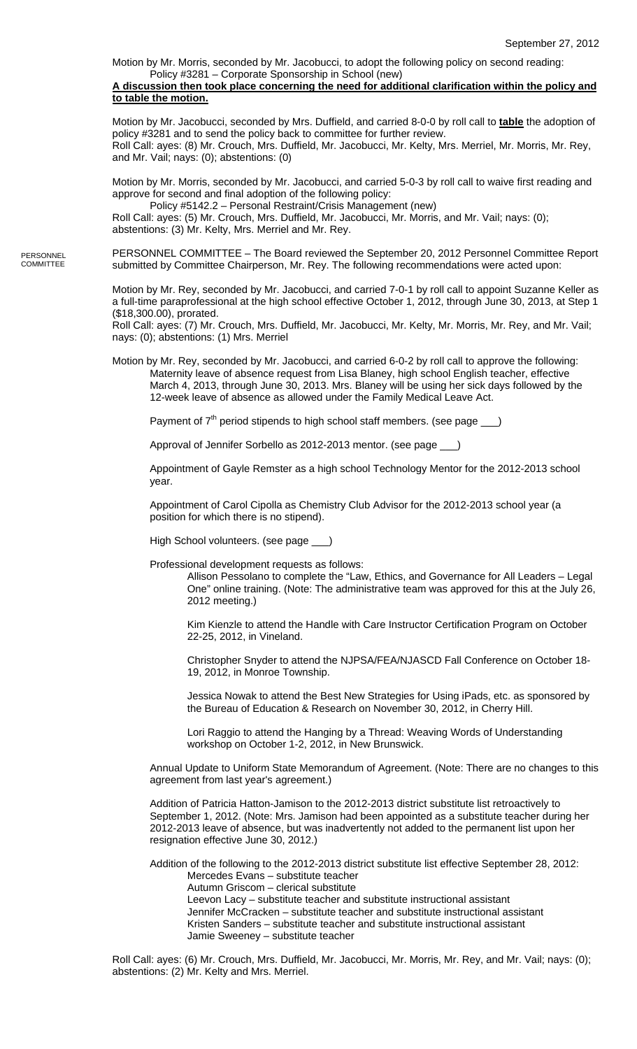September 27, 2012

Motion by Mr. Morris, seconded by Mr. Jacobucci, to adopt the following policy on second reading:
Policy #3281 – Corporate Sponsorship in School (new)

**A discussion then took place concerning the need for additional clarification within the policy and to table the motion.**

Motion by Mr. Jacobucci, seconded by Mrs. Duffield, and carried 8-0-0 by roll call to **table** the adoption of policy #3281 and to send the policy back to committee for further review.
Roll Call: ayes: (8) Mr. Crouch, Mrs. Duffield, Mr. Jacobucci, Mr. Kelty, Mrs. Merriel, Mr. Morris, Mr. Rey, and Mr. Vail; nays: (0); abstentions: (0)

Motion by Mr. Morris, seconded by Mr. Jacobucci, and carried 5-0-3 by roll call to waive first reading and approve for second and final adoption of the following policy:
Policy #5142.2 – Personal Restraint/Crisis Management (new)
Roll Call: ayes: (5) Mr. Crouch, Mrs. Duffield, Mr. Jacobucci, Mr. Morris, and Mr. Vail; nays: (0); abstentions: (3) Mr. Kelty, Mrs. Merriel and Mr. Rey.

PERSONNEL COMMITTEE

PERSONNEL COMMITTEE – The Board reviewed the September 20, 2012 Personnel Committee Report submitted by Committee Chairperson, Mr. Rey. The following recommendations were acted upon:

Motion by Mr. Rey, seconded by Mr. Jacobucci, and carried 7-0-1 by roll call to appoint Suzanne Keller as a full-time paraprofessional at the high school effective October 1, 2012, through June 30, 2013, at Step 1 ($18,300.00), prorated.
Roll Call: ayes: (7) Mr. Crouch, Mrs. Duffield, Mr. Jacobucci, Mr. Kelty, Mr. Morris, Mr. Rey, and Mr. Vail; nays: (0); abstentions: (1) Mrs. Merriel

Motion by Mr. Rey, seconded by Mr. Jacobucci, and carried 6-0-2 by roll call to approve the following:

Maternity leave of absence request from Lisa Blaney, high school English teacher, effective March 4, 2013, through June 30, 2013. Mrs. Blaney will be using her sick days followed by the 12-week leave of absence as allowed under the Family Medical Leave Act.

Payment of 7th period stipends to high school staff members. (see page ___)

Approval of Jennifer Sorbello as 2012-2013 mentor. (see page ___)

Appointment of Gayle Remster as a high school Technology Mentor for the 2012-2013 school year.

Appointment of Carol Cipolla as Chemistry Club Advisor for the 2012-2013 school year (a position for which there is no stipend).

High School volunteers. (see page ___)

Professional development requests as follows:

Allison Pessolano to complete the "Law, Ethics, and Governance for All Leaders – Legal One" online training. (Note: The administrative team was approved for this at the July 26, 2012 meeting.)

Kim Kienzle to attend the Handle with Care Instructor Certification Program on October 22-25, 2012, in Vineland.

Christopher Snyder to attend the NJPSA/FEA/NJASCD Fall Conference on October 18-19, 2012, in Monroe Township.

Jessica Nowak to attend the Best New Strategies for Using iPads, etc. as sponsored by the Bureau of Education & Research on November 30, 2012, in Cherry Hill.

Lori Raggio to attend the Hanging by a Thread: Weaving Words of Understanding workshop on October 1-2, 2012, in New Brunswick.

Annual Update to Uniform State Memorandum of Agreement. (Note: There are no changes to this agreement from last year's agreement.)

Addition of Patricia Hatton-Jamison to the 2012-2013 district substitute list retroactively to September 1, 2012. (Note: Mrs. Jamison had been appointed as a substitute teacher during her 2012-2013 leave of absence, but was inadvertently not added to the permanent list upon her resignation effective June 30, 2012.)

Addition of the following to the 2012-2013 district substitute list effective September 28, 2012:
- Mercedes Evans – substitute teacher
- Autumn Griscom – clerical substitute
- Leevon Lacy – substitute teacher and substitute instructional assistant
- Jennifer McCracken – substitute teacher and substitute instructional assistant
- Kristen Sanders – substitute teacher and substitute instructional assistant
- Jamie Sweeney – substitute teacher

Roll Call: ayes: (6) Mr. Crouch, Mrs. Duffield, Mr. Jacobucci, Mr. Morris, Mr. Rey, and Mr. Vail; nays: (0); abstentions: (2) Mr. Kelty and Mrs. Merriel.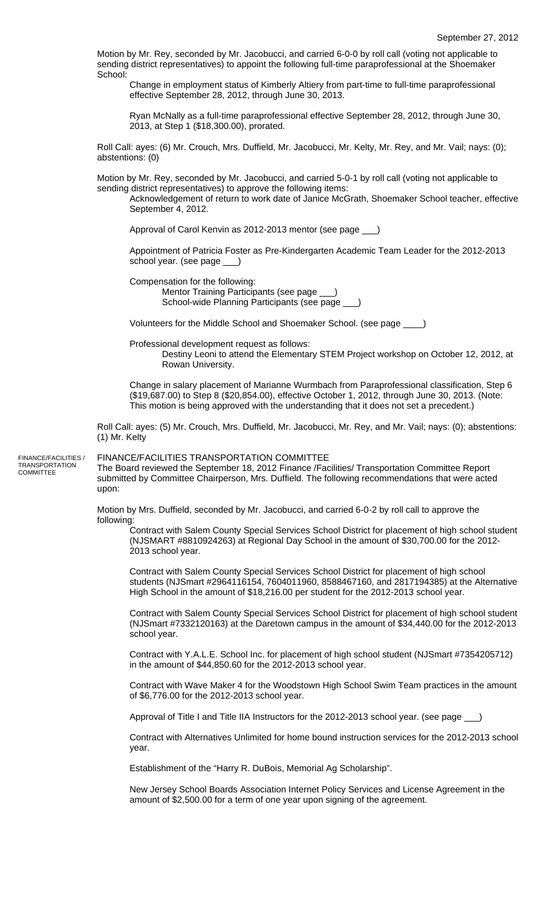Motion by Mr. Rey, seconded by Mr. Jacobucci, and carried 6-0-0 by roll call (voting not applicable to sending district representatives) to appoint the following full-time paraprofessional at the Shoemaker School:

Change in employment status of Kimberly Altiery from part-time to full-time paraprofessional effective September 28, 2012, through June 30, 2013.

Ryan McNally as a full-time paraprofessional effective September 28, 2012, through June 30, 2013, at Step 1 ($18,300.00), prorated.

Roll Call: ayes: (6) Mr. Crouch, Mrs. Duffield, Mr. Jacobucci, Mr. Kelty, Mr. Rey, and Mr. Vail; nays: (0); abstentions: (0)

Motion by Mr. Rey, seconded by Mr. Jacobucci, and carried 5-0-1 by roll call (voting not applicable to sending district representatives) to approve the following items:

Acknowledgement of return to work date of Janice McGrath, Shoemaker School teacher, effective September 4, 2012.

Approval of Carol Kenvin as 2012-2013 mentor (see page ___)

Appointment of Patricia Foster as Pre-Kindergarten Academic Team Leader for the 2012-2013 school year. (see page ___)

Compensation for the following:

Mentor Training Participants (see page ___)
School-wide Planning Participants (see page ___)

Volunteers for the Middle School and Shoemaker School. (see page ____)

Professional development request as follows:

Destiny Leoni to attend the Elementary STEM Project workshop on October 12, 2012, at Rowan University.

Change in salary placement of Marianne Wurmbach from Paraprofessional classification, Step 6 ($19,687.00) to Step 8 ($20,854.00), effective October 1, 2012, through June 30, 2013. (Note: This motion is being approved with the understanding that it does not set a precedent.)

Roll Call: ayes: (5) Mr. Crouch, Mrs. Duffield, Mr. Jacobucci, Mr. Rey, and Mr. Vail; nays: (0); abstentions: (1) Mr. Kelty

FINANCE/FACILITIES / TRANSPORTATION COMMITTEE

## FINANCE/FACILITIES TRANSPORTATION COMMITTEE

The Board reviewed the September 18, 2012 Finance /Facilities/ Transportation Committee Report submitted by Committee Chairperson, Mrs. Duffield. The following recommendations that were acted upon:

Motion by Mrs. Duffield, seconded by Mr. Jacobucci, and carried 6-0-2 by roll call to approve the following:

Contract with Salem County Special Services School District for placement of high school student (NJSMART #8810924263) at Regional Day School in the amount of $30,700.00 for the 2012-2013 school year.

Contract with Salem County Special Services School District for placement of high school students (NJSmart #2964116154, 7604011960, 8588467160, and 2817194385) at the Alternative High School in the amount of $18,216.00 per student for the 2012-2013 school year.

Contract with Salem County Special Services School District for placement of high school student (NJSmart #7332120163) at the Daretown campus in the amount of $34,440.00 for the 2012-2013 school year.

Contract with Y.A.L.E. School Inc. for placement of high school student (NJSmart #7354205712) in the amount of $44,850.60 for the 2012-2013 school year.

Contract with Wave Maker 4 for the Woodstown High School Swim Team practices in the amount of $6,776.00 for the 2012-2013 school year.

Approval of Title I and Title IIA Instructors for the 2012-2013 school year. (see page ___)

Contract with Alternatives Unlimited for home bound instruction services for the 2012-2013 school year.

Establishment of the "Harry R. DuBois, Memorial Ag Scholarship".

New Jersey School Boards Association Internet Policy Services and License Agreement in the amount of $2,500.00 for a term of one year upon signing of the agreement.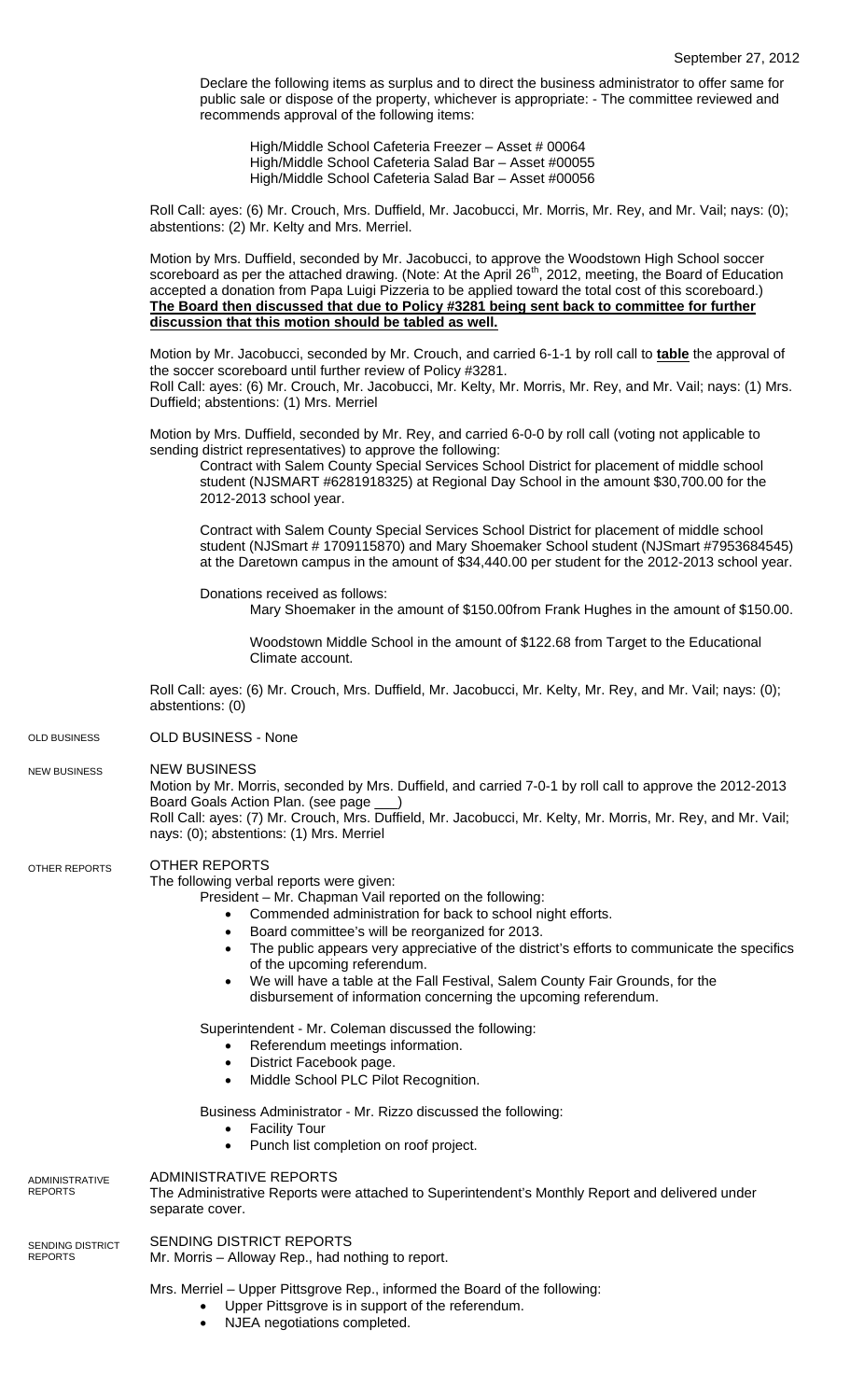Declare the following items as surplus and to direct the business administrator to offer same for public sale or dispose of the property, whichever is appropriate: - The committee reviewed and recommends approval of the following items:

High/Middle School Cafeteria Freezer – Asset # 00064
High/Middle School Cafeteria Salad Bar – Asset #00055
High/Middle School Cafeteria Salad Bar – Asset #00056

Roll Call: ayes: (6) Mr. Crouch, Mrs. Duffield, Mr. Jacobucci, Mr. Morris, Mr. Rey, and Mr. Vail; nays: (0); abstentions: (2) Mr. Kelty and Mrs. Merriel.

Motion by Mrs. Duffield, seconded by Mr. Jacobucci, to approve the Woodstown High School soccer scoreboard as per the attached drawing. (Note: At the April 26th, 2012, meeting, the Board of Education accepted a donation from Papa Luigi Pizzeria to be applied toward the total cost of this scoreboard.) **The Board then discussed that due to Policy #3281 being sent back to committee for further discussion that this motion should be tabled as well.**

Motion by Mr. Jacobucci, seconded by Mr. Crouch, and carried 6-1-1 by roll call to **table** the approval of the soccer scoreboard until further review of Policy #3281.
Roll Call: ayes: (6) Mr. Crouch, Mr. Jacobucci, Mr. Kelty, Mr. Morris, Mr. Rey, and Mr. Vail; nays: (1) Mrs. Duffield; abstentions: (1) Mrs. Merriel

Motion by Mrs. Duffield, seconded by Mr. Rey, and carried 6-0-0 by roll call (voting not applicable to sending district representatives) to approve the following:

Contract with Salem County Special Services School District for placement of middle school student (NJSMART #6281918325) at Regional Day School in the amount $30,700.00 for the 2012-2013 school year.

Contract with Salem County Special Services School District for placement of middle school student (NJSmart # 1709115870) and Mary Shoemaker School student (NJSmart #7953684545) at the Daretown campus in the amount of $34,440.00 per student for the 2012-2013 school year.

Donations received as follows:

Mary Shoemaker in the amount of $150.00from Frank Hughes in the amount of $150.00.

Woodstown Middle School in the amount of $122.68 from Target to the Educational Climate account.

Roll Call: ayes: (6) Mr. Crouch, Mrs. Duffield, Mr. Jacobucci, Mr. Kelty, Mr. Rey, and Mr. Vail; nays: (0); abstentions: (0)

## OLD BUSINESS - None

## NEW BUSINESS

Motion by Mr. Morris, seconded by Mrs. Duffield, and carried 7-0-1 by roll call to approve the 2012-2013 Board Goals Action Plan. (see page ___)
Roll Call: ayes: (7) Mr. Crouch, Mrs. Duffield, Mr. Jacobucci, Mr. Kelty, Mr. Morris, Mr. Rey, and Mr. Vail; nays: (0); abstentions: (1) Mrs. Merriel

## OTHER REPORTS

The following verbal reports were given:

President – Mr. Chapman Vail reported on the following:

- Commended administration for back to school night efforts.
- Board committee's will be reorganized for 2013.
- The public appears very appreciative of the district's efforts to communicate the specifics of the upcoming referendum.
- We will have a table at the Fall Festival, Salem County Fair Grounds, for the disbursement of information concerning the upcoming referendum.

Superintendent - Mr. Coleman discussed the following:

- Referendum meetings information.
- District Facebook page.
- Middle School PLC Pilot Recognition.

Business Administrator - Mr. Rizzo discussed the following:

- Facility Tour
- Punch list completion on roof project.

## ADMINISTRATIVE REPORTS

The Administrative Reports were attached to Superintendent's Monthly Report and delivered under separate cover.

## SENDING DISTRICT REPORTS

Mr. Morris – Alloway Rep., had nothing to report.

Mrs. Merriel – Upper Pittsgrove Rep., informed the Board of the following:

- Upper Pittsgrove is in support of the referendum.
- NJEA negotiations completed.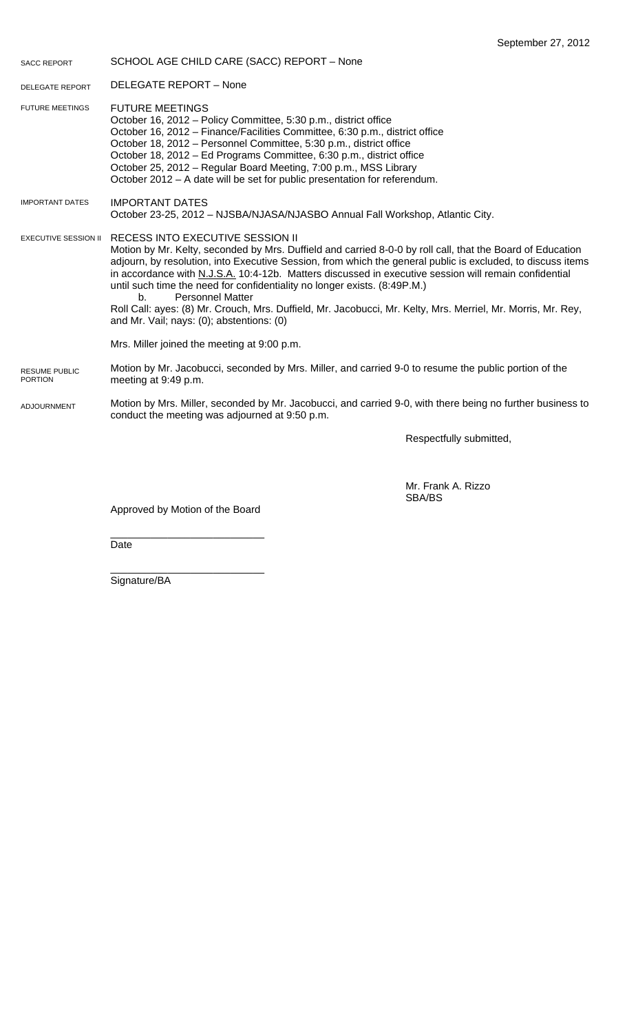September 27, 2012

SACC REPORT

SCHOOL AGE CHILD CARE (SACC) REPORT – None

DELEGATE REPORT

DELEGATE REPORT – None

FUTURE MEETINGS

FUTURE MEETINGS
October 16, 2012 – Policy Committee, 5:30 p.m., district office
October 16, 2012 – Finance/Facilities Committee, 6:30 p.m., district office
October 18, 2012 – Personnel Committee, 5:30 p.m., district office
October 18, 2012 – Ed Programs Committee, 6:30 p.m., district office
October 25, 2012 – Regular Board Meeting, 7:00 p.m., MSS Library
October 2012 – A date will be set for public presentation for referendum.

IMPORTANT DATES

IMPORTANT DATES
October 23-25, 2012 – NJSBA/NJASA/NJASBO Annual Fall Workshop, Atlantic City.

EXECUTIVE SESSION II

RECESS INTO EXECUTIVE SESSION II
Motion by Mr. Kelty, seconded by Mrs. Duffield and carried 8-0-0 by roll call, that the Board of Education adjourn, by resolution, into Executive Session, from which the general public is excluded, to discuss items in accordance with N.J.S.A. 10:4-12b. Matters discussed in executive session will remain confidential until such time the need for confidentiality no longer exists. (8:49P.M.)
b. Personnel Matter
Roll Call: ayes: (8) Mr. Crouch, Mrs. Duffield, Mr. Jacobucci, Mr. Kelty, Mrs. Merriel, Mr. Morris, Mr. Rey, and Mr. Vail; nays: (0); abstentions: (0)

Mrs. Miller joined the meeting at 9:00 p.m.

RESUME PUBLIC PORTION

Motion by Mr. Jacobucci, seconded by Mrs. Miller, and carried 9-0 to resume the public portion of the meeting at 9:49 p.m.

ADJOURNMENT

Motion by Mrs. Miller, seconded by Mr. Jacobucci, and carried 9-0, with there being no further business to conduct the meeting was adjourned at 9:50 p.m.

Respectfully submitted,

Mr. Frank A. Rizzo
SBA/BS

Approved by Motion of the Board

___________________________
Date

___________________________
Signature/BA